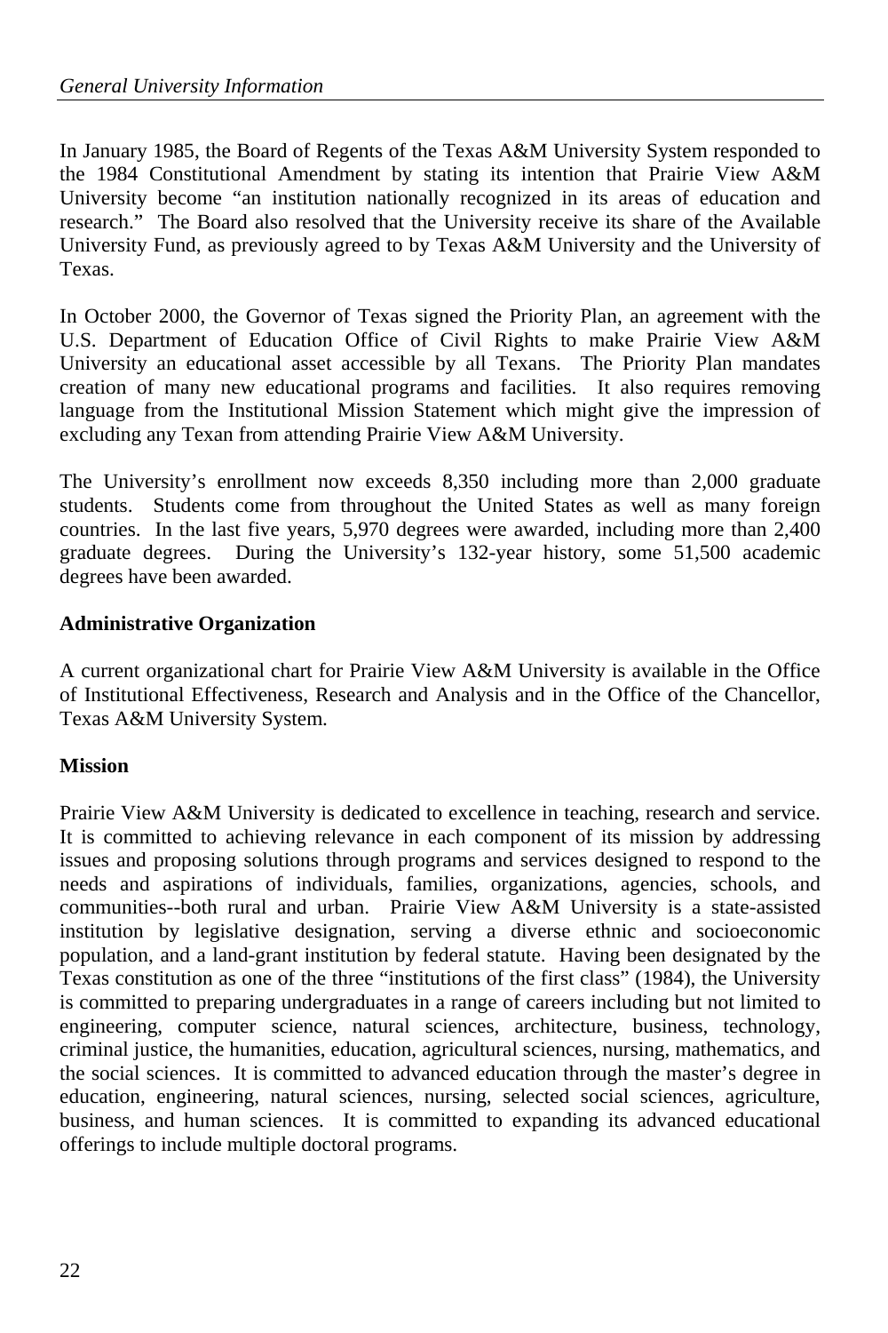In January 1985, the Board of Regents of the Texas A&M University System responded to the 1984 Constitutional Amendment by stating its intention that Prairie View A&M University become "an institution nationally recognized in its areas of education and research." The Board also resolved that the University receive its share of the Available University Fund, as previously agreed to by Texas A&M University and the University of Texas.

In October 2000, the Governor of Texas signed the Priority Plan, an agreement with the U.S. Department of Education Office of Civil Rights to make Prairie View A&M University an educational asset accessible by all Texans. The Priority Plan mandates creation of many new educational programs and facilities. It also requires removing language from the Institutional Mission Statement which might give the impression of excluding any Texan from attending Prairie View A&M University.

The University's enrollment now exceeds 8,350 including more than 2,000 graduate students. Students come from throughout the United States as well as many foreign countries. In the last five years, 5,970 degrees were awarded, including more than 2,400 graduate degrees. During the University's 132-year history, some 51,500 academic degrees have been awarded.

**Administrative Organization**

A current organizational chart for Prairie View A&M University is available in the Office of Institutional Effectiveness, Research and Analysis and in the Office of the Chancellor, Texas A&M University System.

**Mission**

Prairie View A&M University is dedicated to excellence in teaching, research and service. It is committed to achieving relevance in each component of its mission by addressing issues and proposing solutions through programs and services designed to respond to the needs and aspirations of individuals, families, organizations, agencies, schools, and communities--both rural and urban. Prairie View A&M University is a state-assisted institution by legislative designation, serving a diverse ethnic and socioeconomic population, and a land-grant institution by federal statute. Having been designated by the Texas constitution as one of the three "institutions of the first class" (1984), the University is committed to preparing undergraduates in a range of careers including but not limited to engineering, computer science, natural sciences, architecture, business, technology, criminal justice, the humanities, education, agricultural sciences, nursing, mathematics, and the social sciences. It is committed to advanced education through the master's degree in education, engineering, natural sciences, nursing, selected social sciences, agriculture, business, and human sciences. It is committed to expanding its advanced educational offerings to include multiple doctoral programs.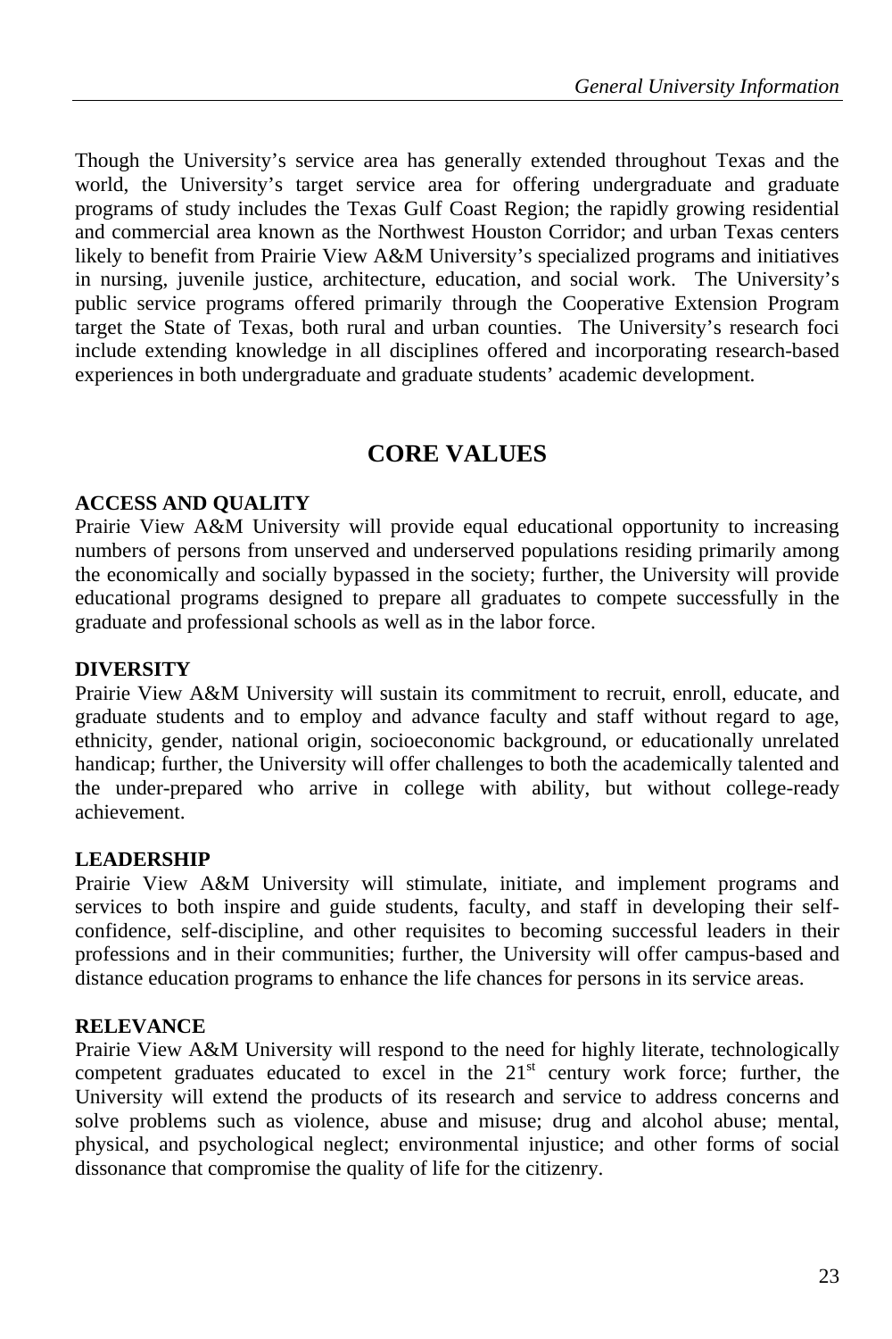Though the University's service area has generally extended throughout Texas and the world, the University's target service area for offering undergraduate and graduate programs of study includes the Texas Gulf Coast Region; the rapidly growing residential and commercial area known as the Northwest Houston Corridor; and urban Texas centers likely to benefit from Prairie View A&M University's specialized programs and initiatives in nursing, juvenile justice, architecture, education, and social work. The University's public service programs offered primarily through the Cooperative Extension Program target the State of Texas, both rural and urban counties. The University's research foci include extending knowledge in all disciplines offered and incorporating research-based experiences in both undergraduate and graduate students' academic development.

## CORE VALUES

**ACCESS AND QUALITY**
Prairie View A&M University will provide equal educational opportunity to increasing numbers of persons from unserved and underserved populations residing primarily among the economically and socially bypassed in the society; further, the University will provide educational programs designed to prepare all graduates to compete successfully in the graduate and professional schools as well as in the labor force.

**DIVERSITY**
Prairie View A&M University will sustain its commitment to recruit, enroll, educate, and graduate students and to employ and advance faculty and staff without regard to age, ethnicity, gender, national origin, socioeconomic background, or educationally unrelated handicap; further, the University will offer challenges to both the academically talented and the under-prepared who arrive in college with ability, but without college-ready achievement.

**LEADERSHIP**
Prairie View A&M University will stimulate, initiate, and implement programs and services to both inspire and guide students, faculty, and staff in developing their self-confidence, self-discipline, and other requisites to becoming successful leaders in their professions and in their communities; further, the University will offer campus-based and distance education programs to enhance the life chances for persons in its service areas.

**RELEVANCE**
Prairie View A&M University will respond to the need for highly literate, technologically competent graduates educated to excel in the 21st century work force; further, the University will extend the products of its research and service to address concerns and solve problems such as violence, abuse and misuse; drug and alcohol abuse; mental, physical, and psychological neglect; environmental injustice; and other forms of social dissonance that compromise the quality of life for the citizenry.